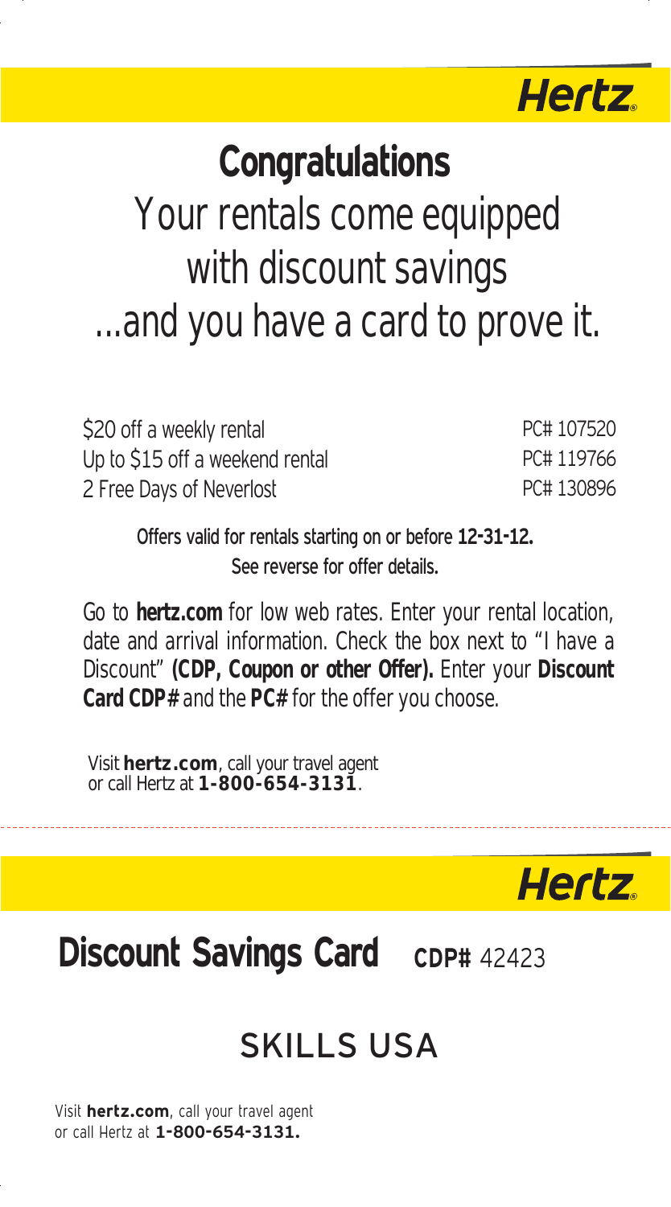**Hertz**

# Congratulations

## Your rentals come equipped with discount savings ...and you have a card to prove it.

| | |
|---|---|
| $20 off a weekly rental | PC# 107520 |
| Up to $15 off a weekend rental | PC# 119766 |
| 2 Free Days of Neverlost | PC# 130896 |

**Offers valid for rentals starting on or before 12-31-12.**
**See reverse for offer details.**

Go to **hertz.com** for low web rates. Enter your rental location, date and arrival information. Check the box next to "I have a Discount" **(CDP, Coupon or other Offer).** Enter your **Discount Card CDP#** and the **PC#** for the offer you choose.

Visit **hertz.com**, call your travel agent or call Hertz at **1-800-654-3131**.

---

**Hertz**

# Discount Savings Card **CDP#** 42423

## SKILLS USA

Visit **hertz.com**, call your travel agent or call Hertz at **1-800-654-3131.**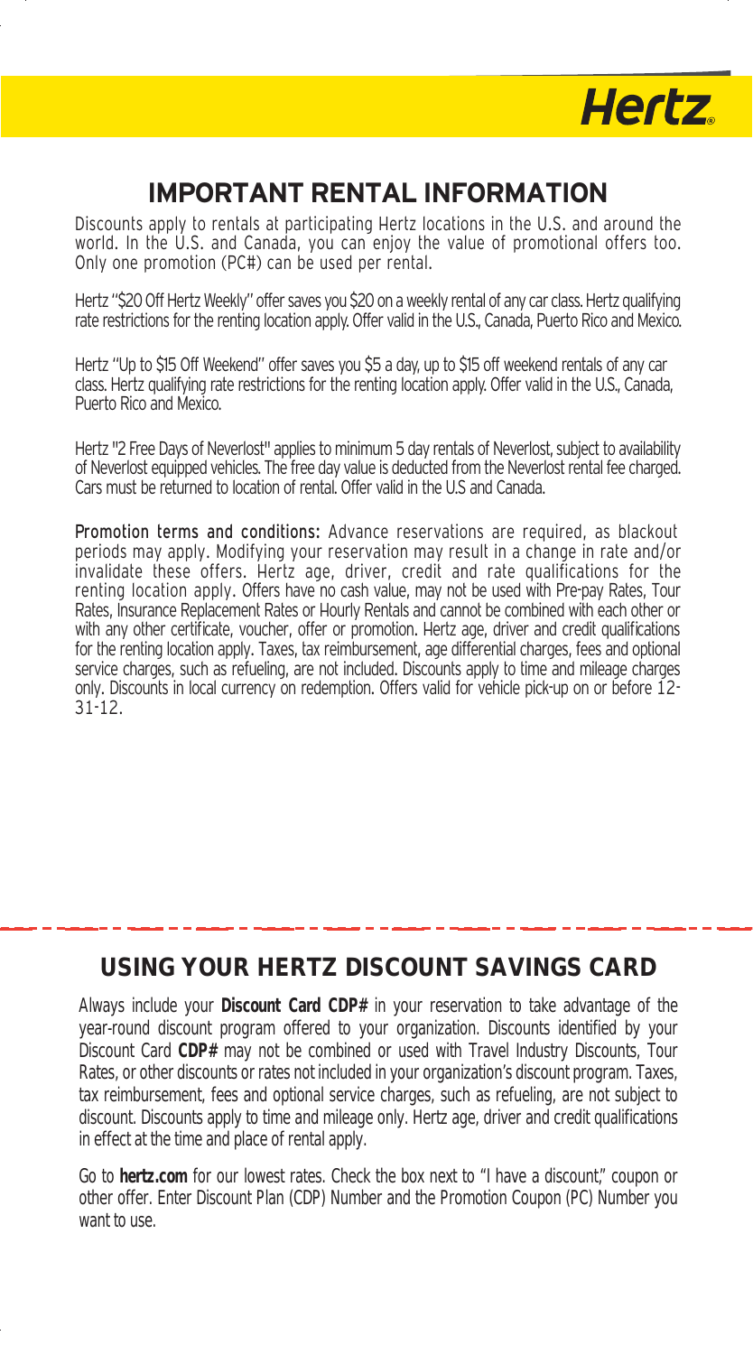Hertz

## IMPORTANT RENTAL INFORMATION

Discounts apply to rentals at participating Hertz locations in the U.S. and around the world. In the U.S. and Canada, you can enjoy the value of promotional offers too. Only one promotion (PC#) can be used per rental.

Hertz "$20 Off Hertz Weekly" offer saves you $20 on a weekly rental of any car class. Hertz qualifying rate restrictions for the renting location apply. Offer valid in the U.S., Canada, Puerto Rico and Mexico.

Hertz "Up to $15 Off Weekend" offer saves you $5 a day, up to $15 off weekend rentals of any car class. Hertz qualifying rate restrictions for the renting location apply. Offer valid in the U.S., Canada, Puerto Rico and Mexico.

Hertz "2 Free Days of Neverlost" applies to minimum 5 day rentals of Neverlost, subject to availability of Neverlost equipped vehicles. The free day value is deducted from the Neverlost rental fee charged. Cars must be returned to location of rental. Offer valid in the U.S and Canada.

**Promotion terms and conditions:** Advance reservations are required, as blackout periods may apply. Modifying your reservation may result in a change in rate and/or invalidate these offers. Hertz age, driver, credit and rate qualifications for the renting location apply. Offers have no cash value, may not be used with Pre-pay Rates, Tour Rates, Insurance Replacement Rates or Hourly Rentals and cannot be combined with each other or with any other certificate, voucher, offer or promotion. Hertz age, driver and credit qualifications for the renting location apply. Taxes, tax reimbursement, age differential charges, fees and optional service charges, such as refueling, are not included. Discounts apply to time and mileage charges only. Discounts in local currency on redemption. Offers valid for vehicle pick-up on or before 12-31-12.

## USING YOUR HERTZ DISCOUNT SAVINGS CARD

Always include your **Discount Card CDP#** in your reservation to take advantage of the year-round discount program offered to your organization. Discounts identified by your Discount Card **CDP#** may not be combined or used with Travel Industry Discounts, Tour Rates, or other discounts or rates not included in your organization's discount program. Taxes, tax reimbursement, fees and optional service charges, such as refueling, are not subject to discount. Discounts apply to time and mileage only. Hertz age, driver and credit qualifications in effect at the time and place of rental apply.

Go to **hertz.com** for our lowest rates. Check the box next to "I have a discount," coupon or other offer. Enter Discount Plan (CDP) Number and the Promotion Coupon (PC) Number you want to use.